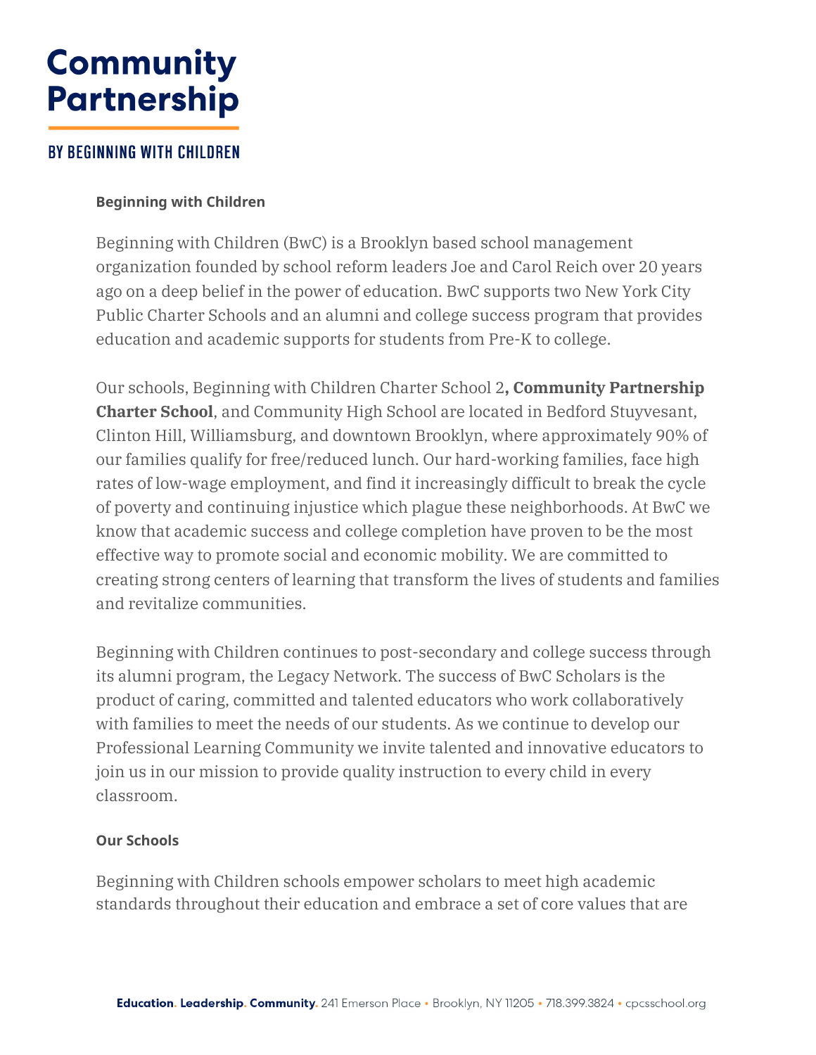# Community Partnership

BY BEGINNING WITH CHILDREN

**Beginning with Children**

Beginning with Children (BwC) is a Brooklyn based school management organization founded by school reform leaders Joe and Carol Reich over 20 years ago on a deep belief in the power of education. BwC supports two New York City Public Charter Schools and an alumni and college success program that provides education and academic supports for students from Pre-K to college.

Our schools, Beginning with Children Charter School 2**, Community Partnership Charter School**, and Community High School are located in Bedford Stuyvesant, Clinton Hill, Williamsburg, and downtown Brooklyn, where approximately 90% of our families qualify for free/reduced lunch. Our hard-working families, face high rates of low-wage employment, and find it increasingly difficult to break the cycle of poverty and continuing injustice which plague these neighborhoods. At BwC we know that academic success and college completion have proven to be the most effective way to promote social and economic mobility. We are committed to creating strong centers of learning that transform the lives of students and families and revitalize communities.

Beginning with Children continues to post-secondary and college success through its alumni program, the Legacy Network. The success of BwC Scholars is the product of caring, committed and talented educators who work collaboratively with families to meet the needs of our students. As we continue to develop our Professional Learning Community we invite talented and innovative educators to join us in our mission to provide quality instruction to every child in every classroom.

**Our Schools**

Beginning with Children schools empower scholars to meet high academic standards throughout their education and embrace a set of core values that are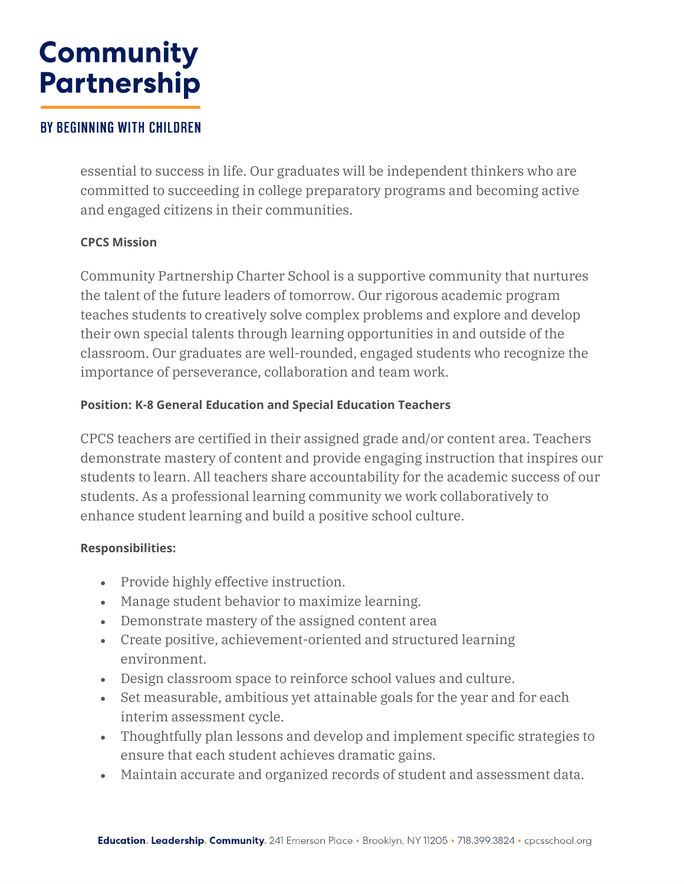essential to success in life. Our graduates will be independent thinkers who are committed to succeeding in college preparatory programs and becoming active and engaged citizens in their communities.

**CPCS Mission**

Community Partnership Charter School is a supportive community that nurtures the talent of the future leaders of tomorrow. Our rigorous academic program teaches students to creatively solve complex problems and explore and develop their own special talents through learning opportunities in and outside of the classroom. Our graduates are well-rounded, engaged students who recognize the importance of perseverance, collaboration and team work.

**Position: K-8 General Education and Special Education Teachers**

CPCS teachers are certified in their assigned grade and/or content area. Teachers demonstrate mastery of content and provide engaging instruction that inspires our students to learn. All teachers share accountability for the academic success of our students. As a professional learning community we work collaboratively to enhance student learning and build a positive school culture.

**Responsibilities:**

- Provide highly effective instruction.
- Manage student behavior to maximize learning.
- Demonstrate mastery of the assigned content area
- Create positive, achievement-oriented and structured learning environment.
- Design classroom space to reinforce school values and culture.
- Set measurable, ambitious yet attainable goals for the year and for each interim assessment cycle.
- Thoughtfully plan lessons and develop and implement specific strategies to ensure that each student achieves dramatic gains.
- Maintain accurate and organized records of student and assessment data.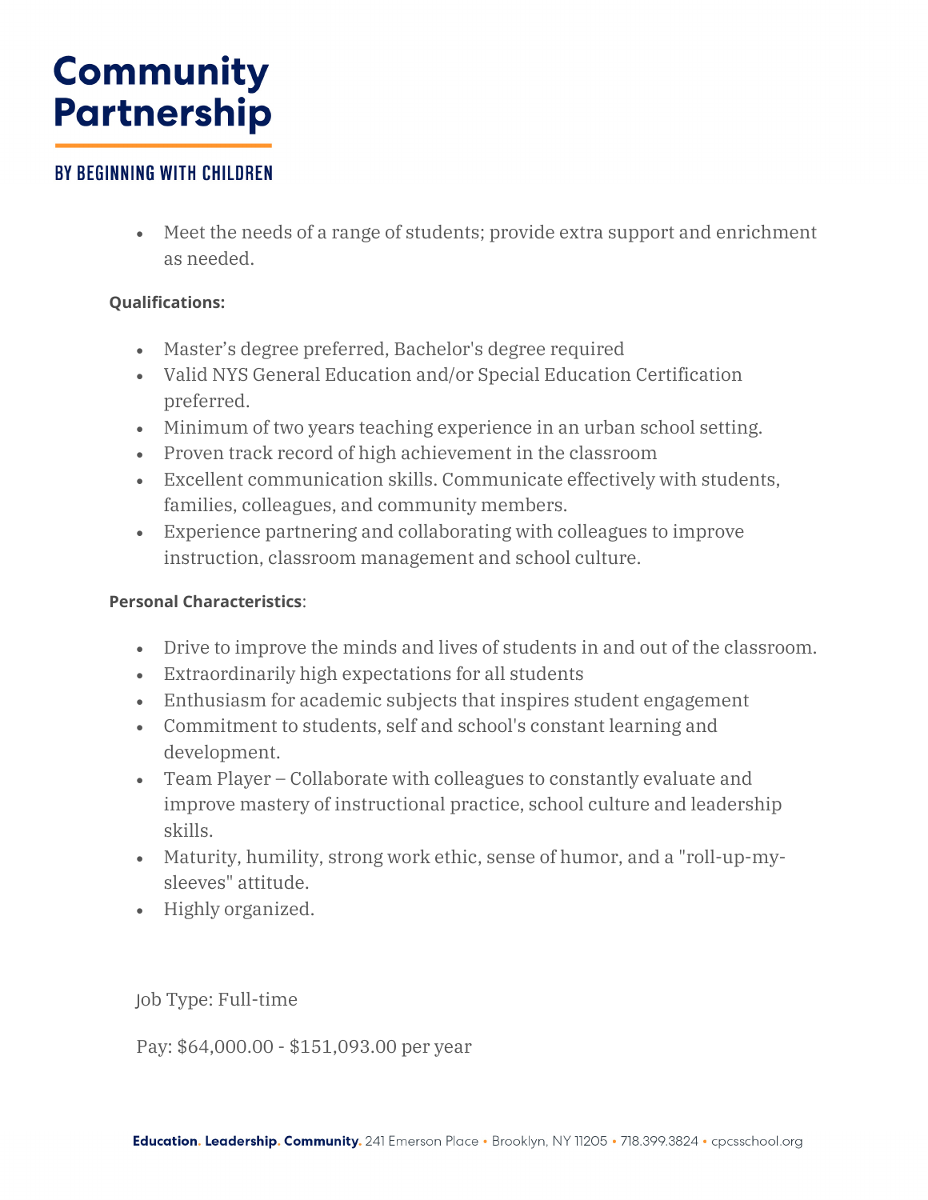- Meet the needs of a range of students; provide extra support and enrichment as needed.

**Qualifications:**

- Master's degree preferred, Bachelor's degree required
- Valid NYS General Education and/or Special Education Certification preferred.
- Minimum of two years teaching experience in an urban school setting.
- Proven track record of high achievement in the classroom
- Excellent communication skills. Communicate effectively with students, families, colleagues, and community members.
- Experience partnering and collaborating with colleagues to improve instruction, classroom management and school culture.

**Personal Characteristics**:

- Drive to improve the minds and lives of students in and out of the classroom.
- Extraordinarily high expectations for all students
- Enthusiasm for academic subjects that inspires student engagement
- Commitment to students, self and school's constant learning and development.
- Team Player – Collaborate with colleagues to constantly evaluate and improve mastery of instructional practice, school culture and leadership skills.
- Maturity, humility, strong work ethic, sense of humor, and a "roll-up-my-sleeves" attitude.
- Highly organized.

Job Type: Full-time

Pay: $64,000.00 - $151,093.00 per year